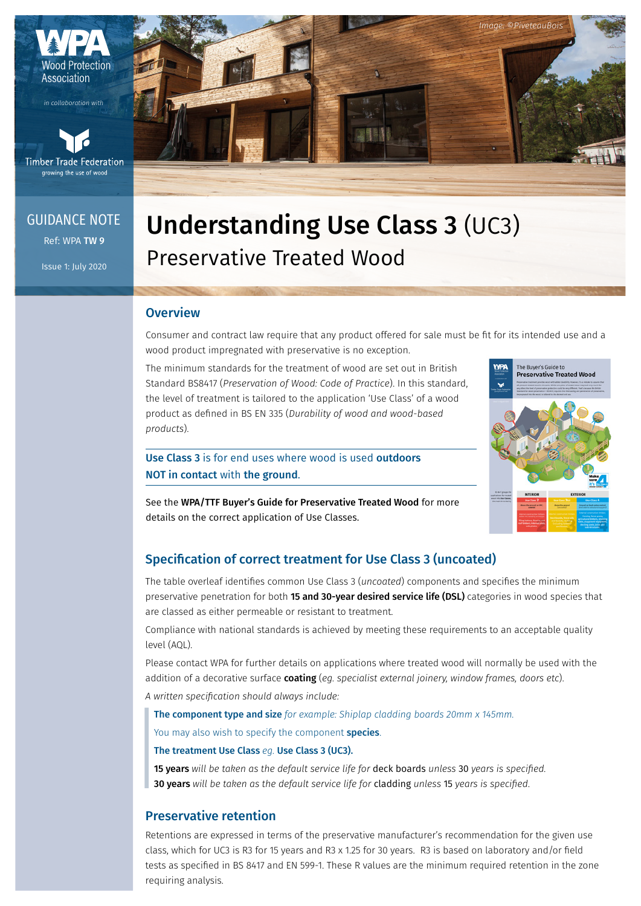Wood Protection Association

*in collaboration with*

Timber Trade Federation
growing the use of wood

*Image: ©PiveteauBois*

GUIDANCE NOTE
Ref: WPA **TW 9**
Issue 1: July 2020

# Understanding Use Class 3 (UC3)
## Preservative Treated Wood

## Overview

Consumer and contract law require that any product offered for sale must be fit for its intended use and a wood product impregnated with preservative is no exception.

The minimum standards for the treatment of wood are set out in British Standard BS8417 (*Preservation of Wood: Code of Practice*). In this standard, the level of treatment is tailored to the application 'Use Class' of a wood product as defined in BS EN 335 (*Durability of wood and wood-based products*).

**Use Class 3** is for end uses where wood is used **outdoors NOT in contact** with **the ground**.

See the **WPA/TTF Buyer's Guide for Preservative Treated Wood** for more details on the correct application of Use Classes.

## Specification of correct treatment for Use Class 3 (uncoated)

The table overleaf identifies common Use Class 3 (*uncoated*) components and specifies the minimum preservative penetration for both **15 and 30-year desired service life (DSL)** categories in wood species that are classed as either permeable or resistant to treatment.

Compliance with national standards is achieved by meeting these requirements to an acceptable quality level (AQL).

Please contact WPA for further details on applications where treated wood will normally be used with the addition of a decorative surface **coating** (*eg. specialist external joinery, window frames, doors etc*).

*A written specification should always include:*

**The component type and size** *for example: Shiplap cladding boards 20mm x 145mm.*

You may also wish to specify the component **species**.

**The treatment Use Class** *eg.* **Use Class 3 (UC3).**

**15 years** *will be taken as the default service life for* deck boards *unless* 30 *years is specified.*
**30 years** *will be taken as the default service life for* cladding *unless* 15 *years is specified.*

## Preservative retention

Retentions are expressed in terms of the preservative manufacturer's recommendation for the given use class, which for UC3 is R3 for 15 years and R3 x 1.25 for 30 years. R3 is based on laboratory and/or field tests as specified in BS 8417 and EN 599-1. These R values are the minimum required retention in the zone requiring analysis.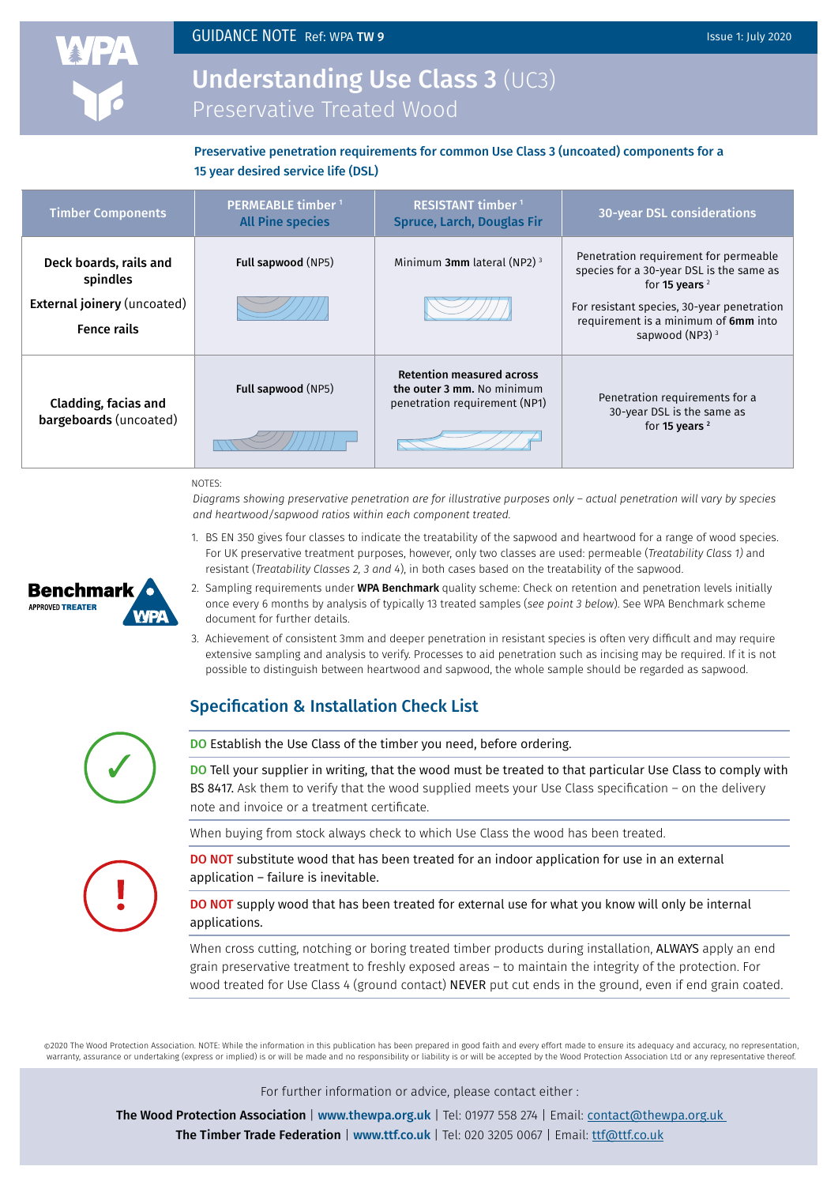GUIDANCE NOTE Ref: WPA **TW 9**

Issue 1: July 2020

# Understanding Use Class 3 (UC3) Preservative Treated Wood

**Preservative penetration requirements for common Use Class 3 (uncoated) components for a 15 year desired service life (DSL)**

| Timber Components | PERMEABLE timber [1] All Pine species | RESISTANT timber [1] Spruce, Larch, Douglas Fir | 30-year DSL considerations |
|---|---|---|---|
| **Deck boards, rails and spindles** **External joinery** (uncoated) **Fence rails** | **Full sapwood** (NP5) | Minimum **3mm** lateral (NP2) [3] | Penetration requirement for permeable species for a 30-year DSL is the same as for **15 years** [2] For resistant species, 30-year penetration requirement is a minimum of **6mm** into sapwood (NP3) [3] |
| **Cladding, facias and bargeboards** (uncoated) | **Full sapwood** (NP5) | **Retention measured across the outer 3 mm.** No minimum penetration requirement (NP1) | Penetration requirements for a 30-year DSL is the same as for **15 years** [2] |

NOTES:

*Diagrams showing preservative penetration are for illustrative purposes only – actual penetration will vary by species and heartwood/sapwood ratios within each component treated.*

1. BS EN 350 gives four classes to indicate the treatability of the sapwood and heartwood for a range of wood species. For UK preservative treatment purposes, however, only two classes are used: permeable (*Treatability Class 1)* and resistant (*Treatability Classes 2, 3 and 4*), in both cases based on the treatability of the sapwood.
2. Sampling requirements under **WPA Benchmark** quality scheme: Check on retention and penetration levels initially once every 6 months by analysis of typically 13 treated samples (*see point 3 below*). See WPA Benchmark scheme document for further details.
3. Achievement of consistent 3mm and deeper penetration in resistant species is often very difficult and may require extensive sampling and analysis to verify. Processes to aid penetration such as incising may be required. If it is not possible to distinguish between heartwood and sapwood, the whole sample should be regarded as sapwood.

## Specification & Installation Check List

**DO** Establish the Use Class of the timber you need, before ordering.

**DO** Tell your supplier in writing, that the wood must be treated to that particular Use Class to comply with BS 8417. Ask them to verify that the wood supplied meets your Use Class specification – on the delivery note and invoice or a treatment certificate.

When buying from stock always check to which Use Class the wood has been treated.

**DO NOT** substitute wood that has been treated for an indoor application for use in an external application – failure is inevitable.

**DO NOT** supply wood that has been treated for external use for what you know will only be internal applications.

When cross cutting, notching or boring treated timber products during installation, ALWAYS apply an end grain preservative treatment to freshly exposed areas – to maintain the integrity of the protection. For wood treated for Use Class 4 (ground contact) NEVER put cut ends in the ground, even if end grain coated.

©2020 The Wood Protection Association. NOTE: While the information in this publication has been prepared in good faith and every effort made to ensure its adequacy and accuracy, no representation, warranty, assurance or undertaking (express or implied) is or will be made and no responsibility or liability is or will be accepted by the Wood Protection Association Ltd or any representative thereof.

For further information or advice, please contact either :

**The Wood Protection Association** | **www.thewpa.org.uk** | Tel: 01977 558 274 | Email: contact@thewpa.org.uk

**The Timber Trade Federation** | **www.ttf.co.uk** | Tel: 020 3205 0067 | Email: ttf@ttf.co.uk